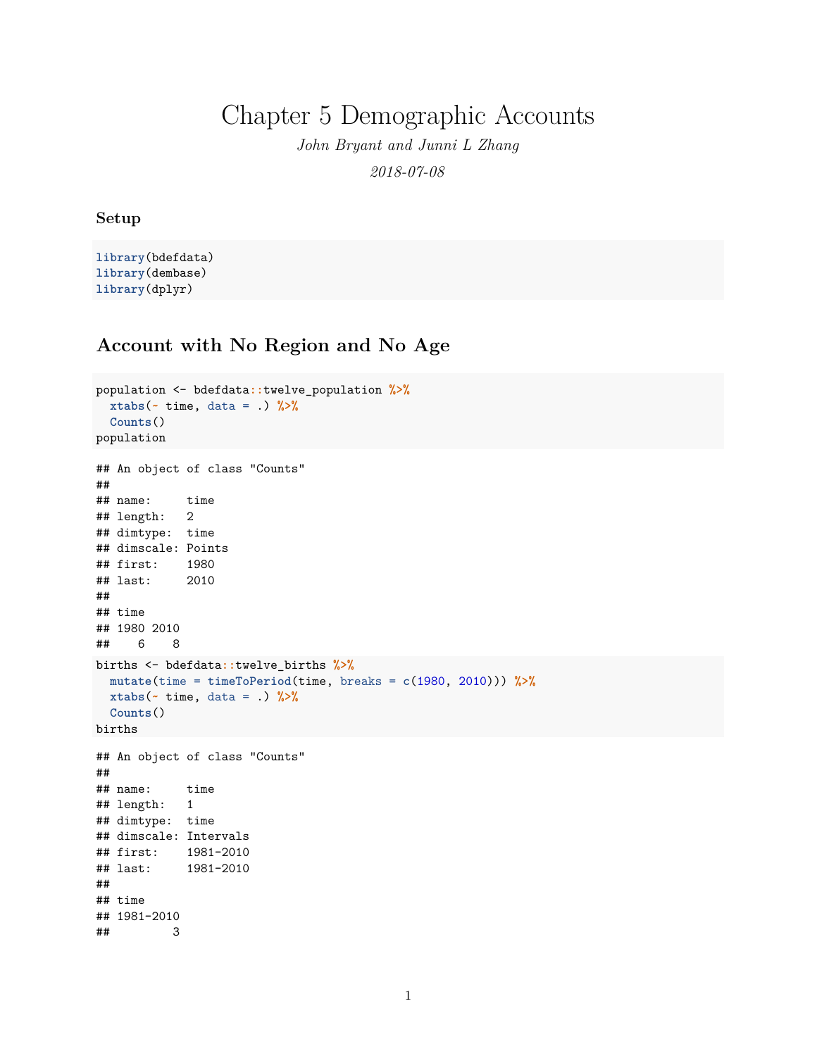# Chapter 5 Demographic Accounts

*John Bryant and Junni L Zhang*

*2018-07-08*

### Setup

```
library(bdefdata)
library(dembase)
library(dplyr)
```

## Account with No Region and No Age

```
population <- bdefdata::twelve_population %>%
  xtabs(~ time, data = .) %>%
  Counts()
population
```

```
## An object of class "Counts"
##
## name:     time
## length:   2
## dimtype:  time
## dimscale: Points
## first:    1980
## last:     2010
##
## time
## 1980 2010
##    6    8
```

```
births <- bdefdata::twelve_births %>%
  mutate(time = timeToPeriod(time, breaks = c(1980, 2010))) %>%
  xtabs(~ time, data = .) %>%
  Counts()
births
```

```
## An object of class "Counts"
##
## name:     time
## length:   1
## dimtype:  time
## dimscale: Intervals
## first:    1981-2010
## last:     1981-2010
##
## time
## 1981-2010
##         3
```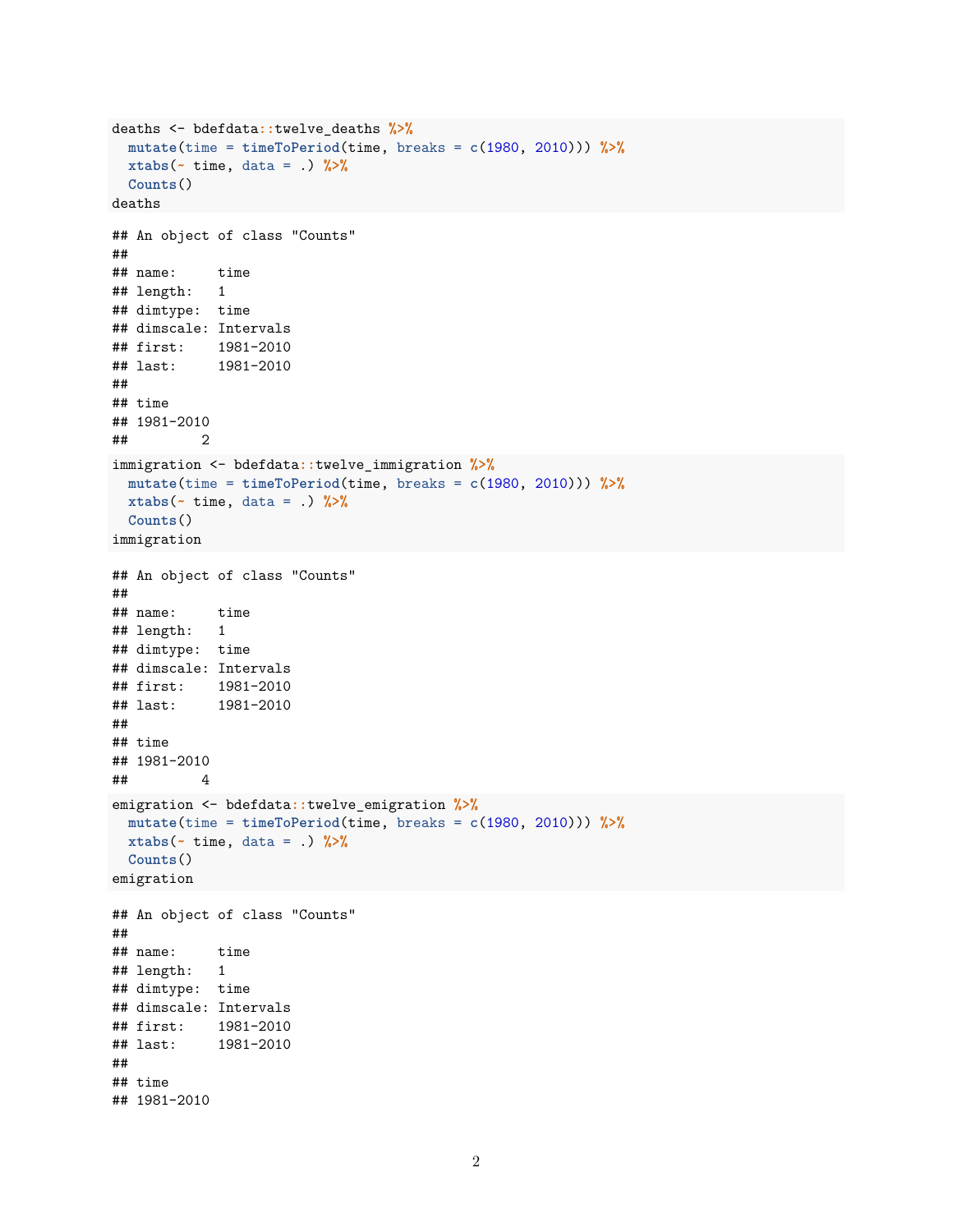```r
deaths <- bdefdata::twelve_deaths %>%
  mutate(time = timeToPeriod(time, breaks = c(1980, 2010))) %>%
  xtabs(~ time, data = .) %>%
  Counts()
deaths
```

```
## An object of class "Counts"
##
## name:     time
## length:   1
## dimtype:  time
## dimscale: Intervals
## first:    1981-2010
## last:     1981-2010
##
## time
## 1981-2010
##         2
```

```r
immigration <- bdefdata::twelve_immigration %>%
  mutate(time = timeToPeriod(time, breaks = c(1980, 2010))) %>%
  xtabs(~ time, data = .) %>%
  Counts()
immigration
```

```
## An object of class "Counts"
##
## name:     time
## length:   1
## dimtype:  time
## dimscale: Intervals
## first:    1981-2010
## last:     1981-2010
##
## time
## 1981-2010
##         4
```

```r
emigration <- bdefdata::twelve_emigration %>%
  mutate(time = timeToPeriod(time, breaks = c(1980, 2010))) %>%
  xtabs(~ time, data = .) %>%
  Counts()
emigration
```

```
## An object of class "Counts"
##
## name:     time
## length:   1
## dimtype:  time
## dimscale: Intervals
## first:    1981-2010
## last:     1981-2010
##
## time
## 1981-2010
```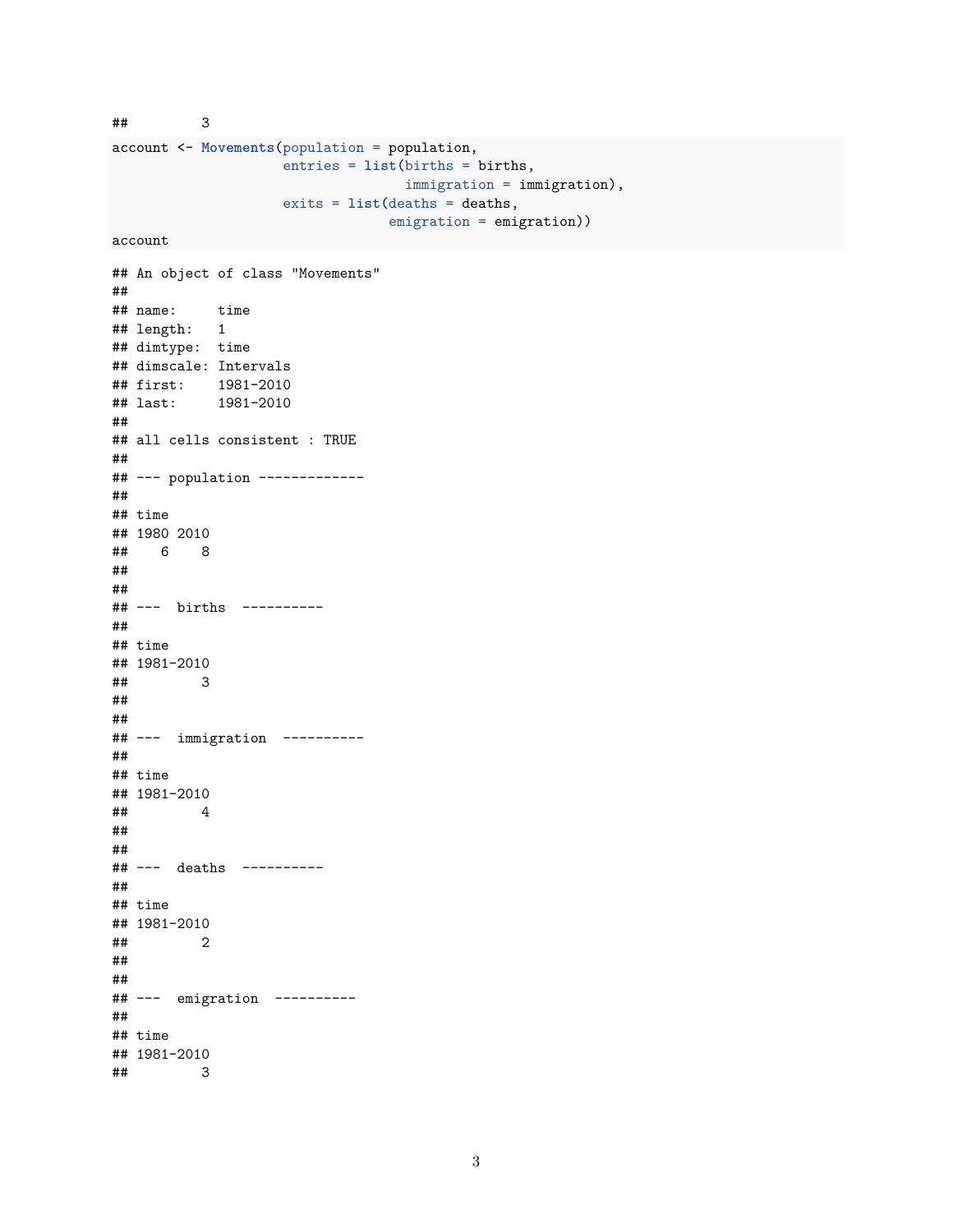```
##         3
```

```
account <- Movements(population = population,
                     entries = list(births = births,
                                    immigration = immigration),
                     exits = list(deaths = deaths,
                                  emigration = emigration))
account
```

```
## An object of class "Movements"
##
## name:     time
## length:   1
## dimtype:  time
## dimscale: Intervals
## first:    1981-2010
## last:     1981-2010
##
## all cells consistent : TRUE
##
## --- population -------------
##
## time
## 1980 2010
##    6    8
##
##
## ---  births  ----------
##
## time
## 1981-2010
##         3
##
##
## ---  immigration  ----------
##
## time
## 1981-2010
##         4
##
##
## ---  deaths  ----------
##
## time
## 1981-2010
##         2
##
##
## ---  emigration  ----------
##
## time
## 1981-2010
##         3
```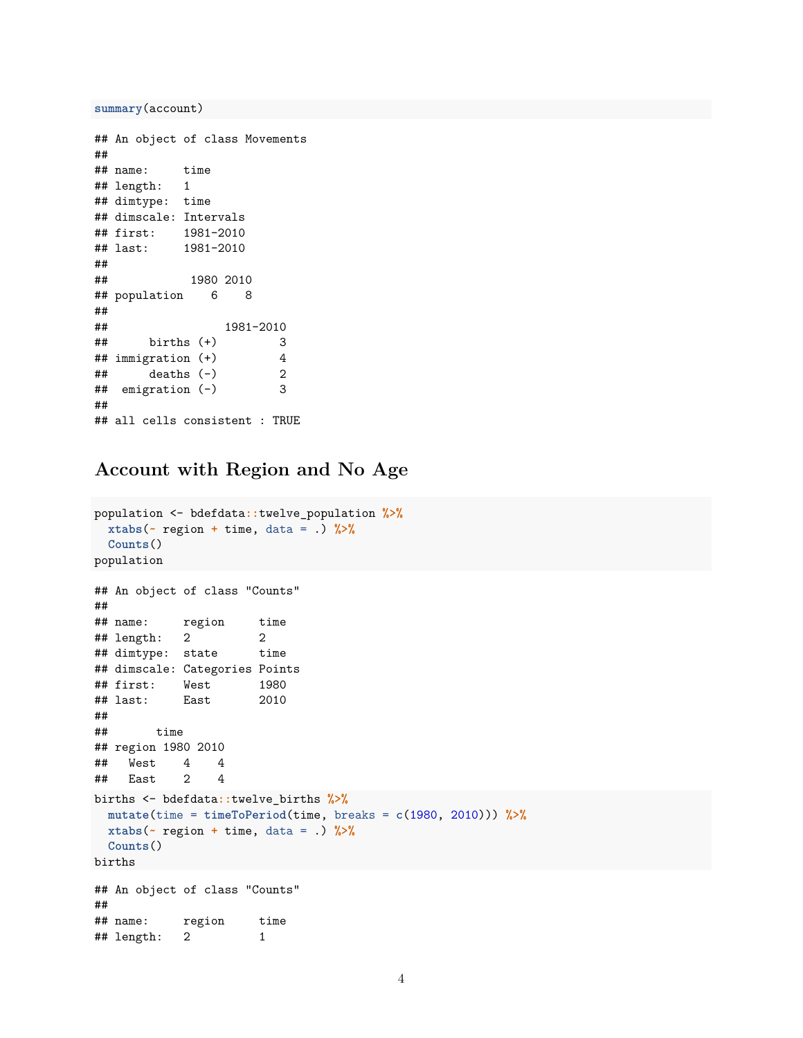```
summary(account)
```

```
## An object of class Movements
##
## name:     time
## length:   1
## dimtype:  time
## dimscale: Intervals
## first:    1981-2010
## last:     1981-2010
##
##             1980 2010
## population    6    8
##
##                  1981-2010
##      births (+)         3
## immigration (+)         4
##      deaths (-)         2
##  emigration (-)         3
##
## all cells consistent : TRUE
```

## Account with Region and No Age

```
population <- bdefdata::twelve_population %>%
  xtabs(~ region + time, data = .) %>%
  Counts()
population
```

```
## An object of class "Counts"
##
## name:     region     time
## length:   2          2
## dimtype:  state      time
## dimscale: Categories Points
## first:    West       1980
## last:     East       2010
##
##       time
## region 1980 2010
##   West    4    4
##   East    2    4
```

```
births <- bdefdata::twelve_births %>%
  mutate(time = timeToPeriod(time, breaks = c(1980, 2010))) %>%
  xtabs(~ region + time, data = .) %>%
  Counts()
births
```

```
## An object of class "Counts"
##
## name:     region     time
## length:   2          1
```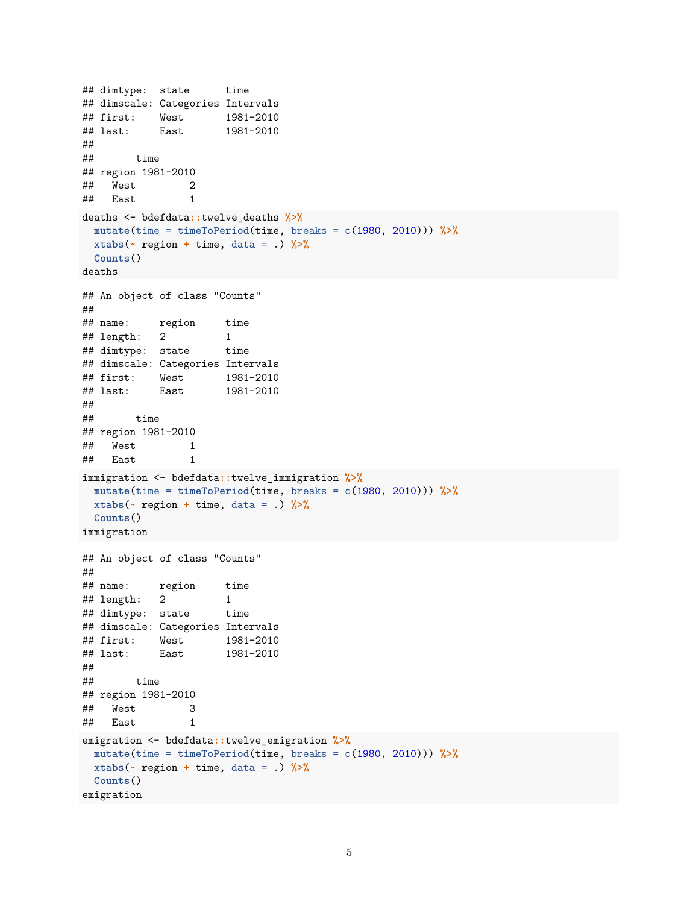```
## dimtype:  state      time
## dimscale: Categories Intervals
## first:    West       1981-2010
## last:     East       1981-2010
##
##       time
## region 1981-2010
##   West         2
##   East         1
```

```
deaths <- bdefdata::twelve_deaths %>%
  mutate(time = timeToPeriod(time, breaks = c(1980, 2010))) %>%
  xtabs(~ region + time, data = .) %>%
  Counts()
deaths
```

```
## An object of class "Counts"
##
## name:     region     time
## length:   2          1
## dimtype:  state      time
## dimscale: Categories Intervals
## first:    West       1981-2010
## last:     East       1981-2010
##
##       time
## region 1981-2010
##   West         1
##   East         1
```

```
immigration <- bdefdata::twelve_immigration %>%
  mutate(time = timeToPeriod(time, breaks = c(1980, 2010))) %>%
  xtabs(~ region + time, data = .) %>%
  Counts()
immigration
```

```
## An object of class "Counts"
##
## name:     region     time
## length:   2          1
## dimtype:  state      time
## dimscale: Categories Intervals
## first:    West       1981-2010
## last:     East       1981-2010
##
##       time
## region 1981-2010
##   West         3
##   East         1
```

```
emigration <- bdefdata::twelve_emigration %>%
  mutate(time = timeToPeriod(time, breaks = c(1980, 2010))) %>%
  xtabs(~ region + time, data = .) %>%
  Counts()
emigration
```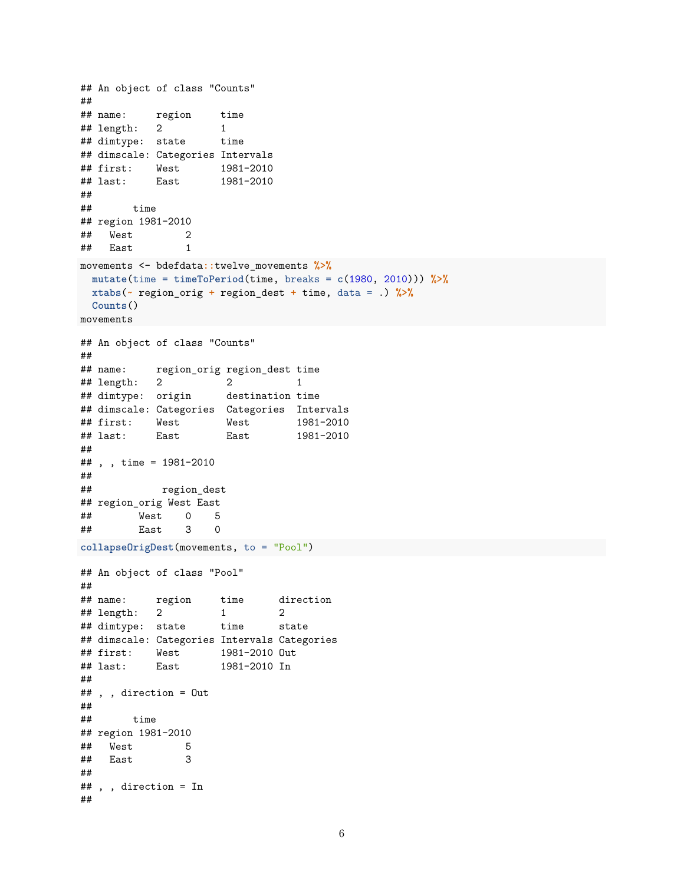```
## An object of class "Counts"
##
## name:     region     time
## length:   2          1
## dimtype:  state      time
## dimscale: Categories Intervals
## first:    West       1981-2010
## last:     East       1981-2010
##
##       time
## region 1981-2010
##   West         2
##   East         1
```

```
movements <- bdefdata::twelve_movements %>%
  mutate(time = timeToPeriod(time, breaks = c(1980, 2010))) %>%
  xtabs(~ region_orig + region_dest + time, data = .) %>%
  Counts()
movements
```

```
## An object of class "Counts"
##
## name:     region_orig region_dest time
## length:   2           2           1
## dimtype:  origin      destination time
## dimscale: Categories  Categories  Intervals
## first:    West        West        1981-2010
## last:     East        East        1981-2010
##
## , , time = 1981-2010
##
##            region_dest
## region_orig West East
##        West    0    5
##        East    3    0
```

```
collapseOrigDest(movements, to = "Pool")
```

```
## An object of class "Pool"
##
## name:     region     time      direction
## length:   2          1         2
## dimtype:  state      time      state
## dimscale: Categories Intervals Categories
## first:    West       1981-2010 Out
## last:     East       1981-2010 In
##
## , , direction = Out
##
##       time
## region 1981-2010
##   West         5
##   East         3
##
## , , direction = In
##
```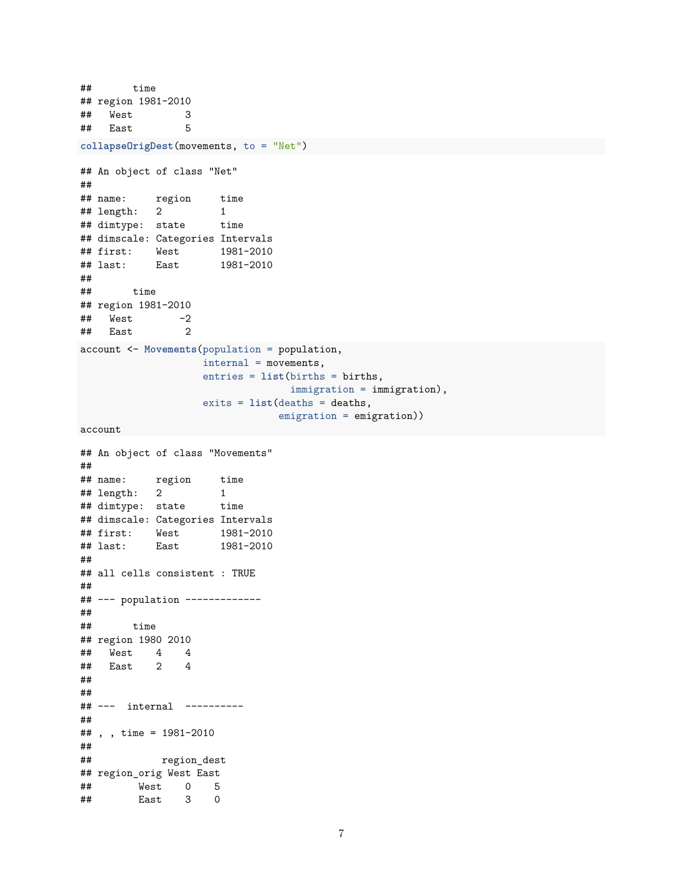```
##       time
## region 1981-2010
##   West         3
##   East         5
```

```
collapseOrigDest(movements, to = "Net")
```

```
## An object of class "Net"
##
## name:     region     time
## length:   2          1
## dimtype:  state      time
## dimscale: Categories Intervals
## first:    West       1981-2010
## last:     East       1981-2010
##
##       time
## region 1981-2010
##   West        -2
##   East         2
```

```
account <- Movements(population = population,
                     internal = movements,
                     entries = list(births = births,
                                    immigration = immigration),
                     exits = list(deaths = deaths,
                                  emigration = emigration))
account
```

```
## An object of class "Movements"
##
## name:     region     time
## length:   2          1
## dimtype:  state      time
## dimscale: Categories Intervals
## first:    West       1981-2010
## last:     East       1981-2010
##
## all cells consistent : TRUE
##
## --- population -------------
##
##       time
## region 1980 2010
##   West    4    4
##   East    2    4
##
##
## ---  internal  ----------
##
## , , time = 1981-2010
##
##            region_dest
## region_orig West East
##        West    0    5
##        East    3    0
```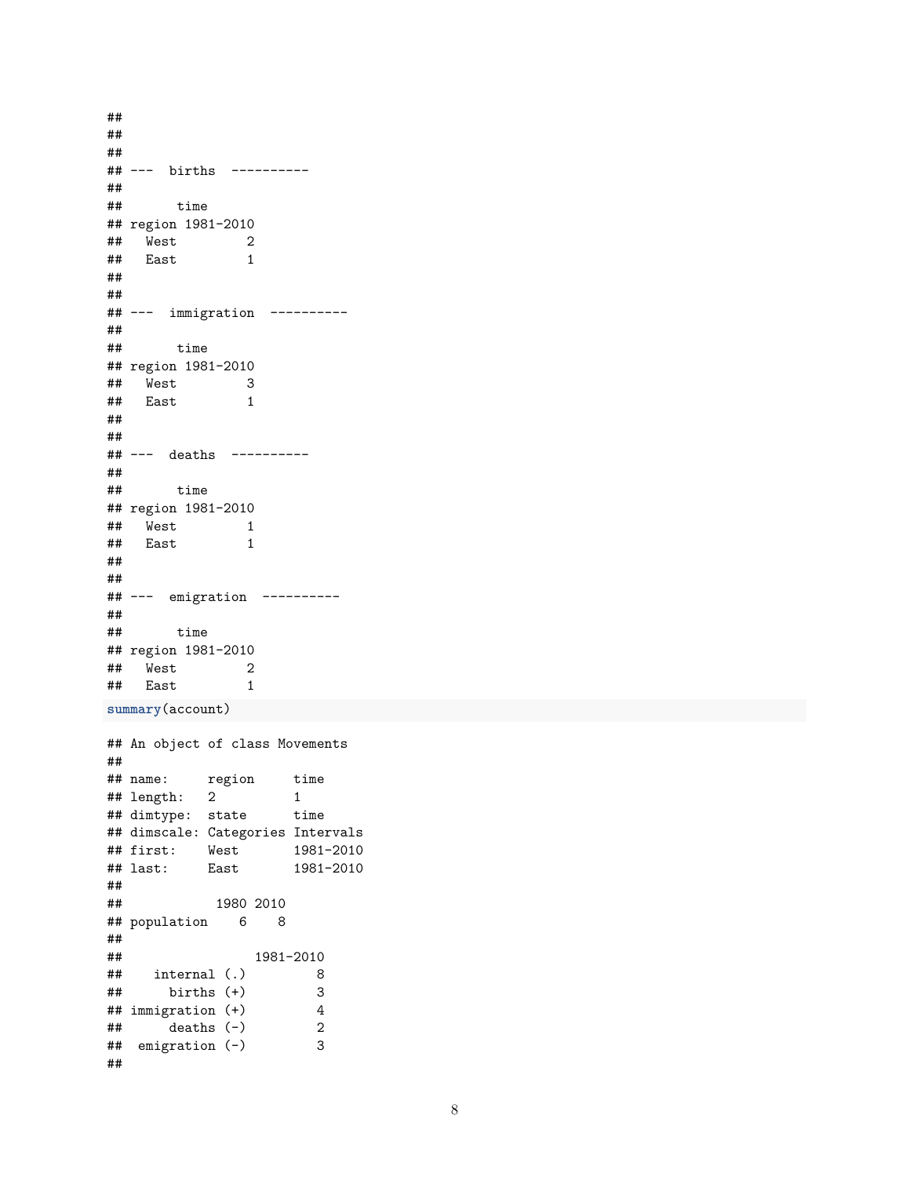```
##
##
##
## ---  births  ----------
##
##        time
## region 1981-2010
##   West         2
##   East         1
##
##
## ---  immigration  ----------
##
##        time
## region 1981-2010
##   West         3
##   East         1
##
##
## ---  deaths  ----------
##
##        time
## region 1981-2010
##   West         1
##   East         1
##
##
## ---  emigration  ----------
##
##        time
## region 1981-2010
##   West         2
##   East         1
```

```
summary(account)
```

```
## An object of class Movements
##
## name:     region     time
## length:   2          1
## dimtype:  state      time
## dimscale: Categories Intervals
## first:    West       1981-2010
## last:     East       1981-2010
##
##             1980 2010
## population    6    8
##
##                  1981-2010
##    internal (.)         8
##      births (+)         3
## immigration (+)         4
##      deaths (-)         2
##  emigration (-)         3
##
```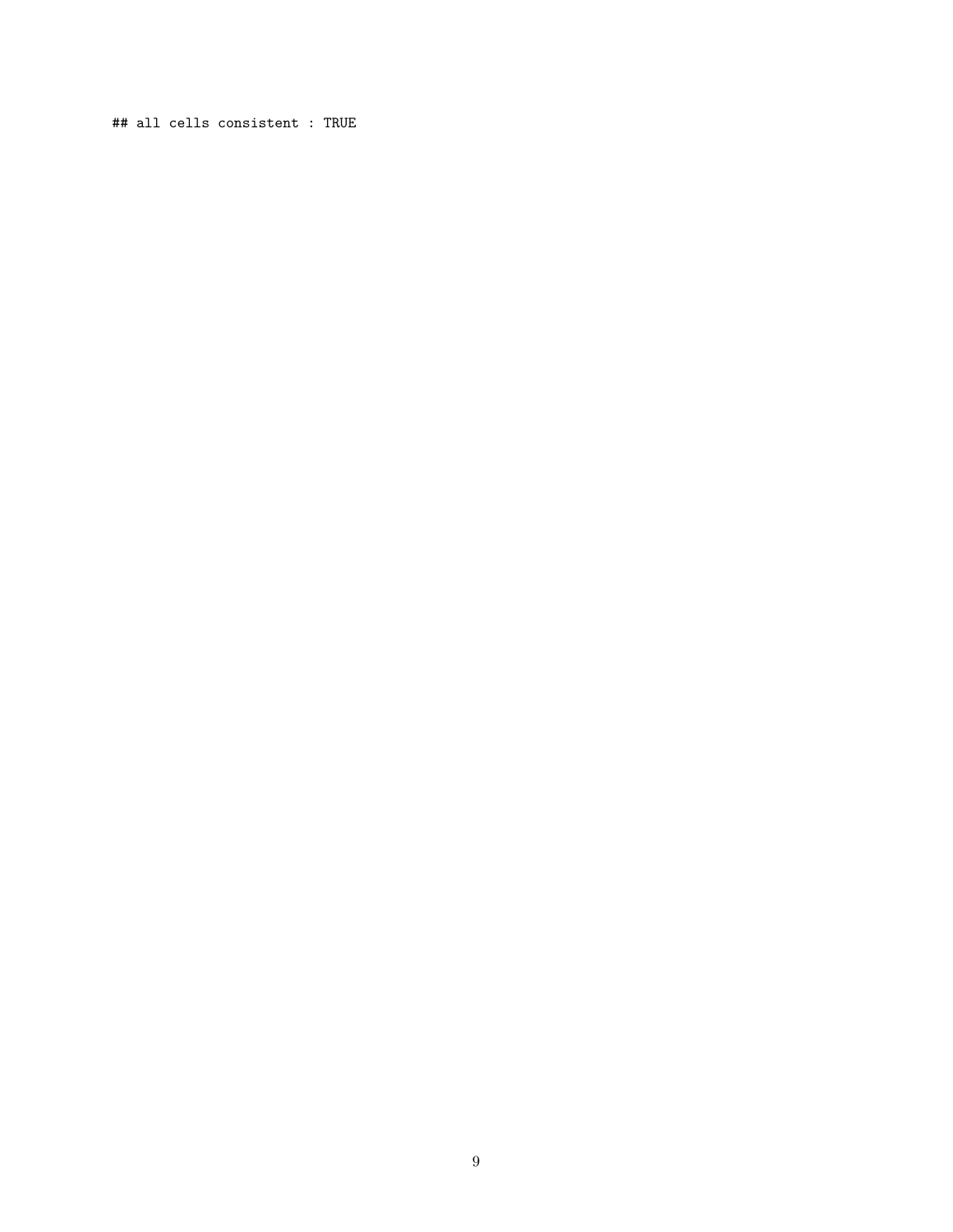```
## all cells consistent : TRUE
```